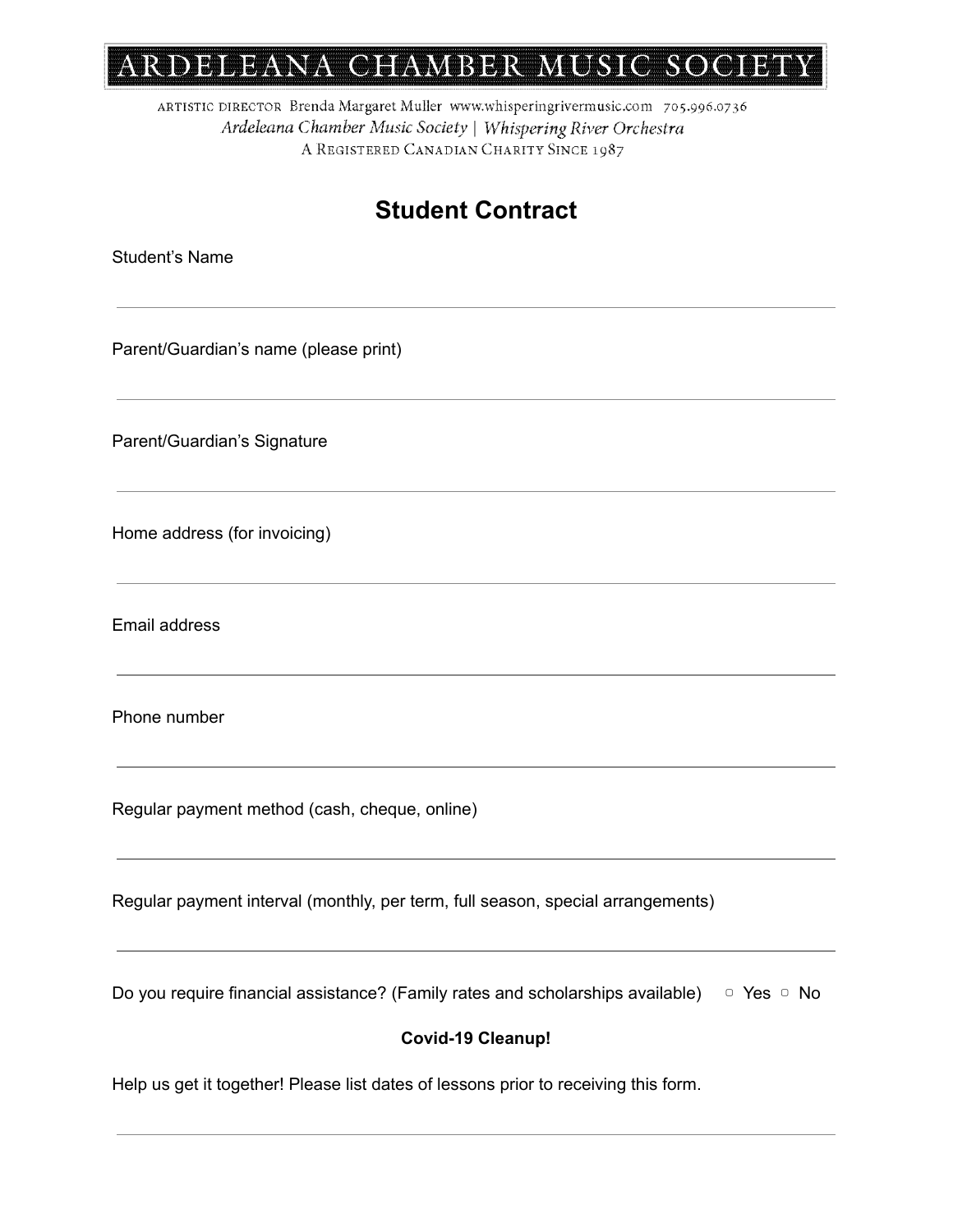# ARDELEANA CHAMBER MUSIC SOCIETY

ARTISTIC DIRECTOR Brenda Margaret Muller www.whisperingrivermusic.com 705.996.0736
*Ardeleana Chamber Music Society | Whispering River Orchestra*
A REGISTERED CANADIAN CHARITY SINCE 1987

## Student Contract

Student's Name

_______________________________________________

Parent/Guardian's name (please print)

_______________________________________________

Parent/Guardian's Signature

_______________________________________________

Home address (for invoicing)

_______________________________________________

Email address

_______________________________________________

Phone number

_______________________________________________

Regular payment method (cash, cheque, online)

_______________________________________________

Regular payment interval (monthly, per term, full season, special arrangements)

_______________________________________________

Do you require financial assistance? (Family rates and scholarships available) ▢ Yes ▢ No

**Covid-19 Cleanup!**

Help us get it together! Please list dates of lessons prior to receiving this form.

_______________________________________________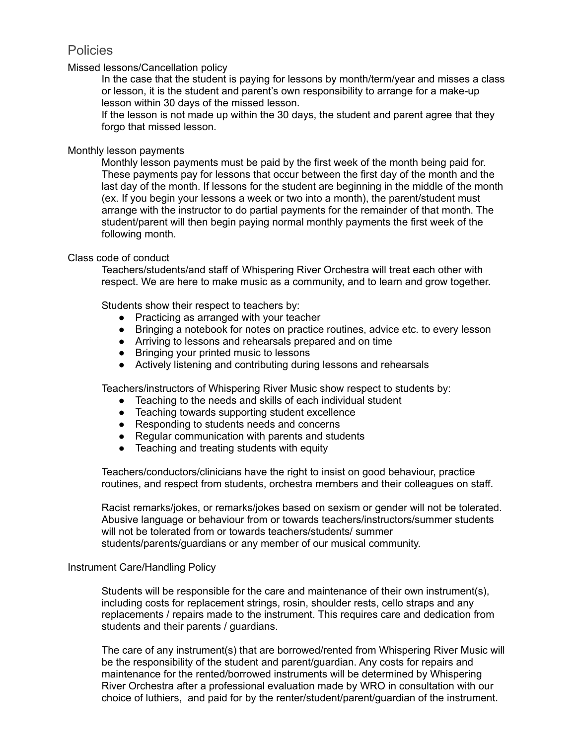# Policies

## Missed lessons/Cancellation policy

In the case that the student is paying for lessons by month/term/year and misses a class or lesson, it is the student and parent's own responsibility to arrange for a make-up lesson within 30 days of the missed lesson.

If the lesson is not made up within the 30 days, the student and parent agree that they forgo that missed lesson.

## Monthly lesson payments

Monthly lesson payments must be paid by the first week of the month being paid for. These payments pay for lessons that occur between the first day of the month and the last day of the month. If lessons for the student are beginning in the middle of the month (ex. If you begin your lessons a week or two into a month), the parent/student must arrange with the instructor to do partial payments for the remainder of that month. The student/parent will then begin paying normal monthly payments the first week of the following month.

## Class code of conduct

Teachers/students/and staff of Whispering River Orchestra will treat each other with respect. We are here to make music as a community, and to learn and grow together.

Students show their respect to teachers by:

- Practicing as arranged with your teacher
- Bringing a notebook for notes on practice routines, advice etc. to every lesson
- Arriving to lessons and rehearsals prepared and on time
- Bringing your printed music to lessons
- Actively listening and contributing during lessons and rehearsals

Teachers/instructors of Whispering River Music show respect to students by:

- Teaching to the needs and skills of each individual student
- Teaching towards supporting student excellence
- Responding to students needs and concerns
- Regular communication with parents and students
- Teaching and treating students with equity

Teachers/conductors/clinicians have the right to insist on good behaviour, practice routines, and respect from students, orchestra members and their colleagues on staff.

Racist remarks/jokes, or remarks/jokes based on sexism or gender will not be tolerated. Abusive language or behaviour from or towards teachers/instructors/summer students will not be tolerated from or towards teachers/students/ summer students/parents/guardians or any member of our musical community.

## Instrument Care/Handling Policy

Students will be responsible for the care and maintenance of their own instrument(s), including costs for replacement strings, rosin, shoulder rests, cello straps and any replacements / repairs made to the instrument. This requires care and dedication from students and their parents / guardians.

The care of any instrument(s) that are borrowed/rented from Whispering River Music will be the responsibility of the student and parent/guardian. Any costs for repairs and maintenance for the rented/borrowed instruments will be determined by Whispering River Orchestra after a professional evaluation made by WRO in consultation with our choice of luthiers, and paid for by the renter/student/parent/guardian of the instrument.